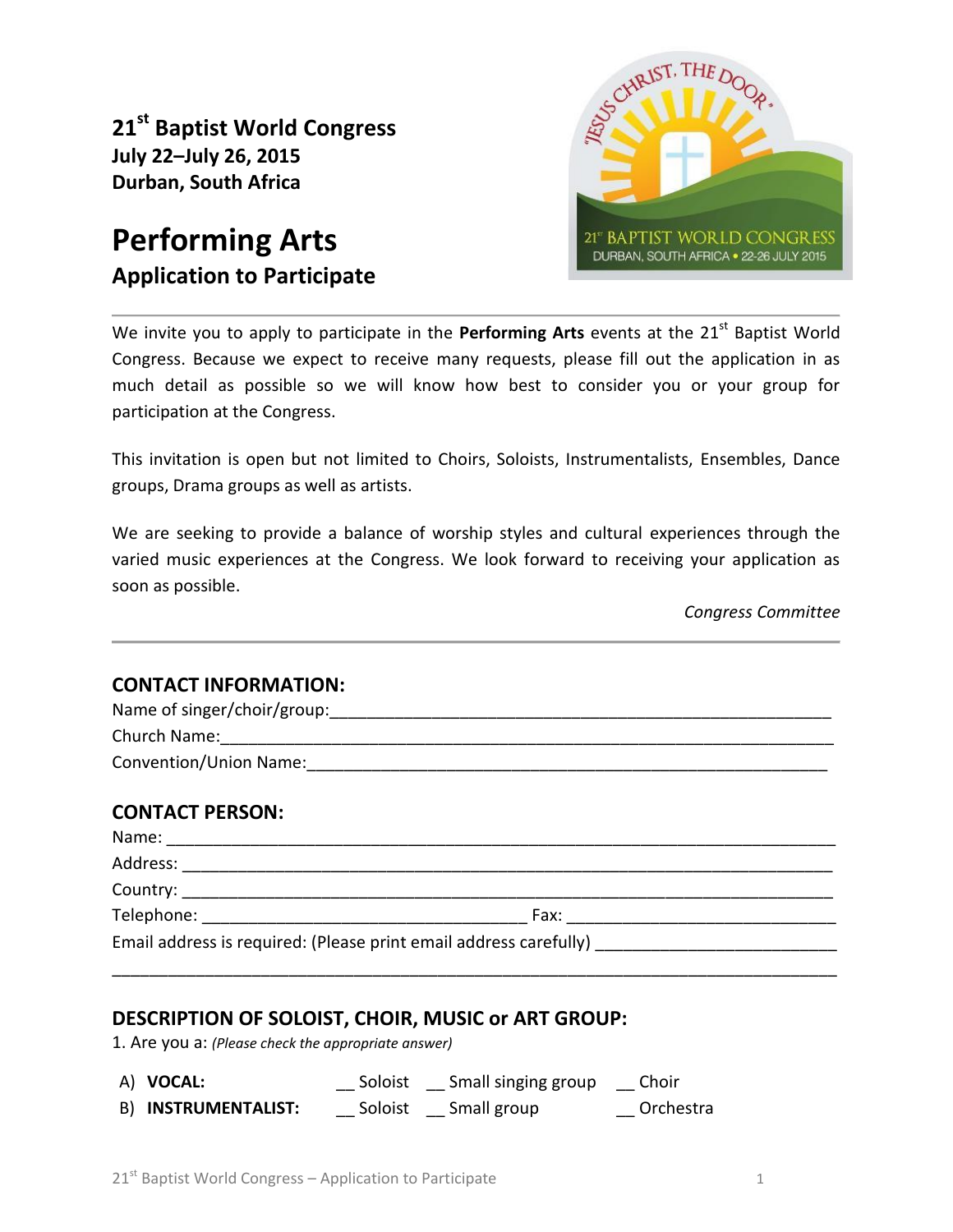**21st Baptist World Congress**
**July 22–July 26, 2015**
**Durban, South Africa**

# Performing Arts

## Application to Participate

---

We invite you to apply to participate in the **Performing Arts** events at the 21st Baptist World Congress. Because we expect to receive many requests, please fill out the application in as much detail as possible so we will know how best to consider you or your group for participation at the Congress.

This invitation is open but not limited to Choirs, Soloists, Instrumentalists, Ensembles, Dance groups, Drama groups as well as artists.

We are seeking to provide a balance of worship styles and cultural experiences through the varied music experiences at the Congress. We look forward to receiving your application as soon as possible.

*Congress Committee*

---

### CONTACT INFORMATION:

Name of singer/choir/group:\_\_\_\_\_\_\_\_\_\_\_\_\_\_\_\_\_\_\_\_\_\_\_\_\_\_\_\_\_\_\_\_\_\_\_\_\_\_\_\_\_\_\_\_\_\_\_\_

Church Name:\_\_\_\_\_\_\_\_\_\_\_\_\_\_\_\_\_\_\_\_\_\_\_\_\_\_\_\_\_\_\_\_\_\_\_\_\_\_\_\_\_\_\_\_\_\_\_\_\_\_\_\_\_\_\_\_

Convention/Union Name:\_\_\_\_\_\_\_\_\_\_\_\_\_\_\_\_\_\_\_\_\_\_\_\_\_\_\_\_\_\_\_\_\_\_\_\_\_\_\_\_\_\_\_\_\_\_\_\_\_

### CONTACT PERSON:

Name: \_\_\_\_\_\_\_\_\_\_\_\_\_\_\_\_\_\_\_\_\_\_\_\_\_\_\_\_\_\_\_\_\_\_\_\_\_\_\_\_\_\_\_\_\_\_\_\_\_\_\_\_\_\_\_\_\_\_\_\_\_

Address: \_\_\_\_\_\_\_\_\_\_\_\_\_\_\_\_\_\_\_\_\_\_\_\_\_\_\_\_\_\_\_\_\_\_\_\_\_\_\_\_\_\_\_\_\_\_\_\_\_\_\_\_\_\_\_\_\_\_\_

Country: \_\_\_\_\_\_\_\_\_\_\_\_\_\_\_\_\_\_\_\_\_\_\_\_\_\_\_\_\_\_\_\_\_\_\_\_\_\_\_\_\_\_\_\_\_\_\_\_\_\_\_\_\_\_\_\_\_\_\_

Telephone: \_\_\_\_\_\_\_\_\_\_\_\_\_\_\_\_\_\_\_\_\_\_\_\_\_\_\_\_\_\_\_ Fax: \_\_\_\_\_\_\_\_\_\_\_\_\_\_\_\_\_\_\_\_\_\_\_\_\_

Email address is required: (Please print email address carefully) \_\_\_\_\_\_\_\_\_\_\_\_\_\_\_\_\_\_\_\_\_\_

\_\_\_\_\_\_\_\_\_\_\_\_\_\_\_\_\_\_\_\_\_\_\_\_\_\_\_\_\_\_\_\_\_\_\_\_\_\_\_\_\_\_\_\_\_\_\_\_\_\_\_\_\_\_\_\_\_\_\_\_\_\_\_\_\_\_\_\_

### DESCRIPTION OF SOLOIST, CHOIR, MUSIC or ART GROUP:

1. Are you a: *(Please check the appropriate answer)*

A) **VOCAL:** \_\_ Soloist \_\_ Small singing group \_\_ Choir

B) **INSTRUMENTALIST:** \_\_ Soloist \_\_ Small group \_\_ Orchestra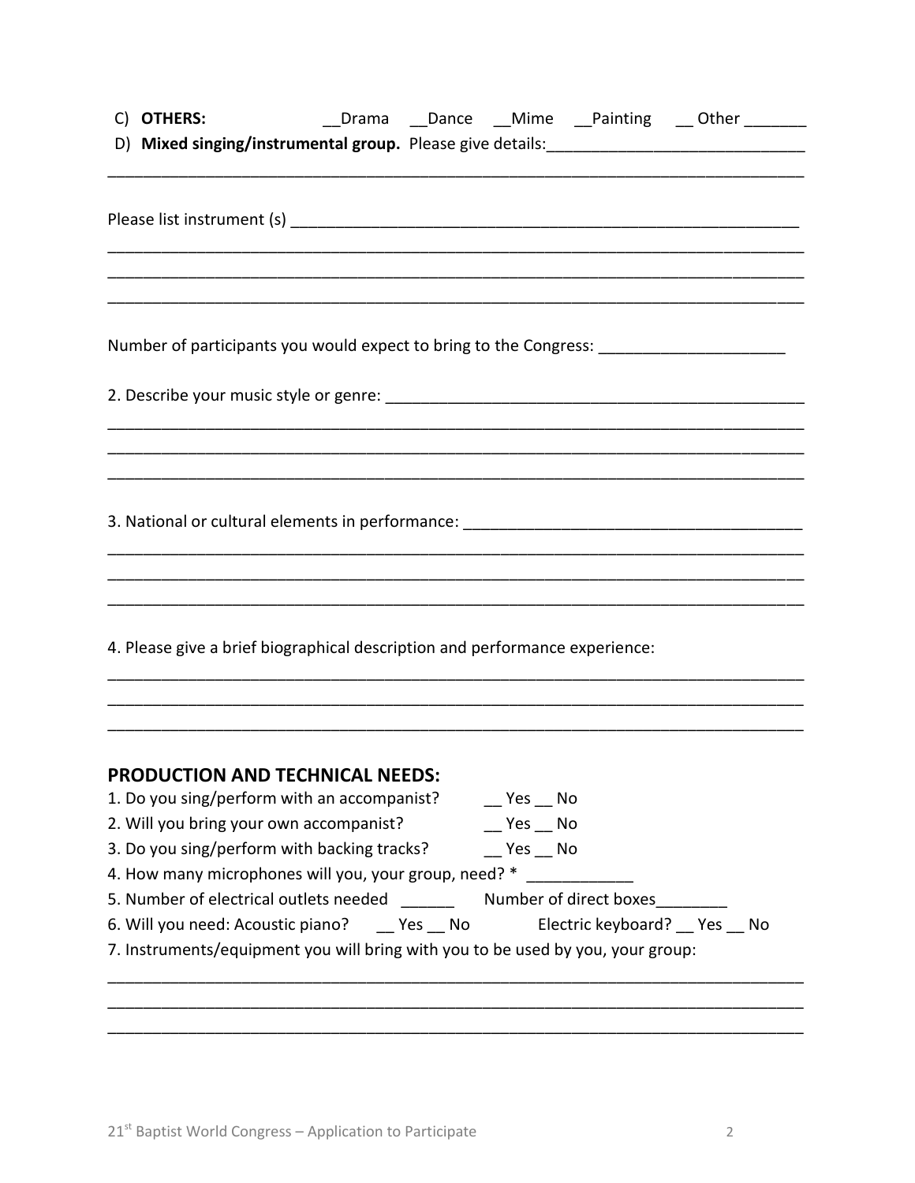C) **OTHERS:** __Drama __Dance __Mime __Painting __ Other _______

D) **Mixed singing/instrumental group.** Please give details:____________________________

_______________________________________________________________________________

Please list instrument (s) ________________________________________________________

_______________________________________________________________________________

_______________________________________________________________________________

_______________________________________________________________________________

Number of participants you would expect to bring to the Congress: _____________________

2. Describe your music style or genre: _______________________________________________

_______________________________________________________________________________

_______________________________________________________________________________

_______________________________________________________________________________

3. National or cultural elements in performance: ______________________________________

_______________________________________________________________________________

_______________________________________________________________________________

_______________________________________________________________________________

4. Please give a brief biographical description and performance experience:

_______________________________________________________________________________

_______________________________________________________________________________

_______________________________________________________________________________

## PRODUCTION AND TECHNICAL NEEDS:

1. Do you sing/perform with an accompanist? __ Yes __ No
2. Will you bring your own accompanist? __ Yes __ No
3. Do you sing/perform with backing tracks? __ Yes __ No
4. How many microphones will you, your group, need? * ____________
5. Number of electrical outlets needed ______ Number of direct boxes________
6. Will you need: Acoustic piano? __ Yes __ No Electric keyboard? __ Yes __ No
7. Instruments/equipment you will bring with you to be used by you, your group:

_______________________________________________________________________________

_______________________________________________________________________________

_______________________________________________________________________________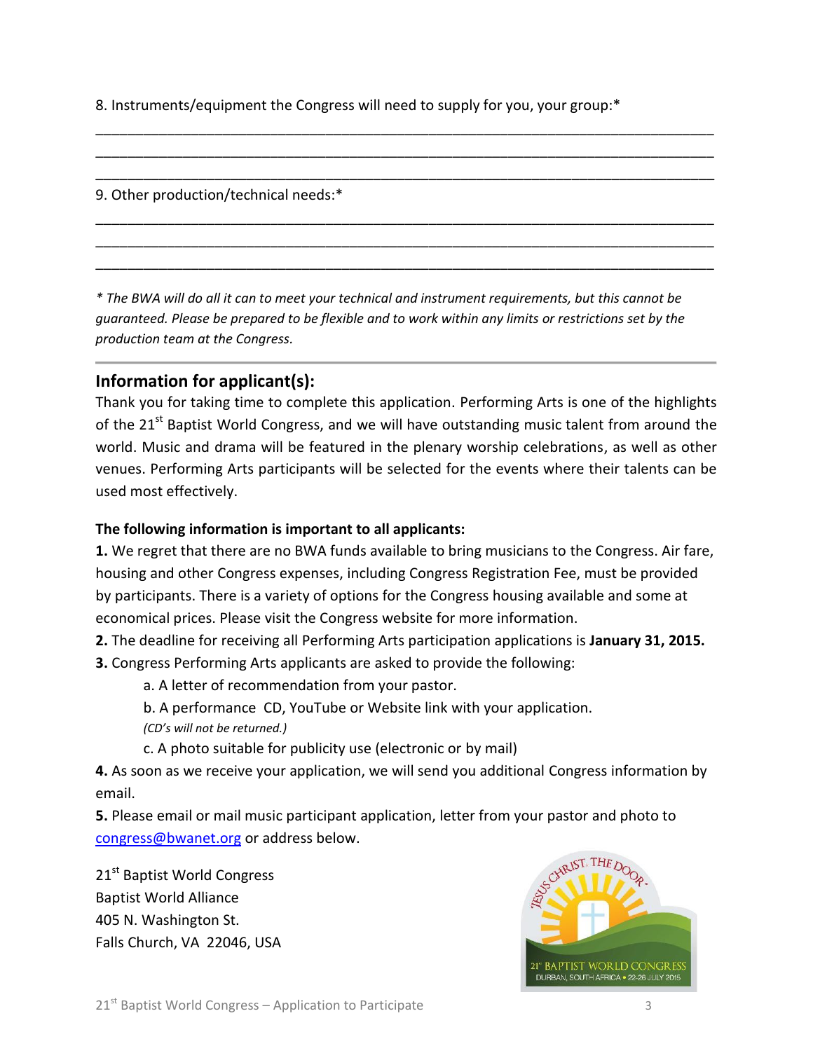8. Instruments/equipment the Congress will need to supply for you, your group:*

_______________________________________________________________________________
_______________________________________________________________________________
_______________________________________________________________________________

9. Other production/technical needs:*

_______________________________________________________________________________
_______________________________________________________________________________
_______________________________________________________________________________

*\* The BWA will do all it can to meet your technical and instrument requirements, but this cannot be guaranteed. Please be prepared to be flexible and to work within any limits or restrictions set by the production team at the Congress.*

---

## Information for applicant(s):

Thank you for taking time to complete this application. Performing Arts is one of the highlights of the 21st Baptist World Congress, and we will have outstanding music talent from around the world. Music and drama will be featured in the plenary worship celebrations, as well as other venues. Performing Arts participants will be selected for the events where their talents can be used most effectively.

**The following information is important to all applicants:**

**1.** We regret that there are no BWA funds available to bring musicians to the Congress. Air fare, housing and other Congress expenses, including Congress Registration Fee, must be provided by participants. There is a variety of options for the Congress housing available and some at economical prices. Please visit the Congress website for more information.

**2.** The deadline for receiving all Performing Arts participation applications is **January 31, 2015.**

**3.** Congress Performing Arts applicants are asked to provide the following:

a. A letter of recommendation from your pastor.

b. A performance CD, YouTube or Website link with your application.
*(CD's will not be returned.)*

c. A photo suitable for publicity use (electronic or by mail)

**4.** As soon as we receive your application, we will send you additional Congress information by email.

**5.** Please email or mail music participant application, letter from your pastor and photo to congress@bwanet.org or address below.

21st Baptist World Congress
Baptist World Alliance
405 N. Washington St.
Falls Church, VA 22046, USA

"JESUS CHRIST, THE DOOR"
21st BAPTIST WORLD CONGRESS
DURBAN, SOUTH AFRICA • 22-26 JULY 2015